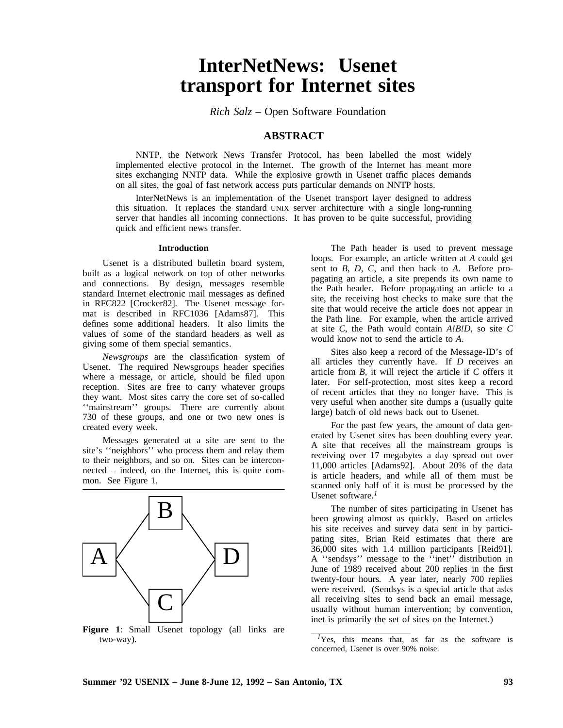# InterNetNews: Usenet transport for Internet sites

*Rich Salz* – Open Software Foundation

## ABSTRACT

NNTP, the Network News Transfer Protocol, has been labelled the most widely implemented elective protocol in the Internet. The growth of the Internet has meant more sites exchanging NNTP data. While the explosive growth in Usenet traffic places demands on all sites, the goal of fast network access puts particular demands on NNTP hosts.

InterNetNews is an implementation of the Usenet transport layer designed to address this situation. It replaces the standard UNIX server architecture with a single long-running server that handles all incoming connections. It has proven to be quite successful, providing quick and efficient news transfer.

### Introduction

Usenet is a distributed bulletin board system, built as a logical network on top of other networks and connections. By design, messages resemble standard Internet electronic mail messages as defined in RFC822 [Crocker82]. The Usenet message format is described in RFC1036 [Adams87]. This defines some additional headers. It also limits the values of some of the standard headers as well as giving some of them special semantics.

*Newsgroups* are the classification system of Usenet. The required Newsgroups header specifies where a message, or article, should be filed upon reception. Sites are free to carry whatever groups they want. Most sites carry the core set of so-called ''mainstream'' groups. There are currently about 730 of these groups, and one or two new ones is created every week.

Messages generated at a site are sent to the site's ''neighbors'' who process them and relay them to their neighbors, and so on. Sites can be interconnected – indeed, on the Internet, this is quite common. See Figure 1.

**Figure 1**: Small Usenet topology (all links are two-way).

The Path header is used to prevent message loops. For example, an article written at *A* could get sent to *B*, *D*, *C*, and then back to *A*. Before propagating an article, a site prepends its own name to the Path header. Before propagating an article to a site, the receiving host checks to make sure that the site that would receive the article does not appear in the Path line. For example, when the article arrived at site *C*, the Path would contain *A!B!D*, so site *C* would know not to send the article to *A*.

Sites also keep a record of the Message-ID's of all articles they currently have. If *D* receives an article from *B*, it will reject the article if *C* offers it later. For self-protection, most sites keep a record of recent articles that they no longer have. This is very useful when another site dumps a (usually quite large) batch of old news back out to Usenet.

For the past few years, the amount of data generated by Usenet sites has been doubling every year. A site that receives all the mainstream groups is receiving over 17 megabytes a day spread out over 11,000 articles [Adams92]. About 20% of the data is article headers, and while all of them must be scanned only half of it is must be processed by the Usenet software.[1]

The number of sites participating in Usenet has been growing almost as quickly. Based on articles his site receives and survey data sent in by participating sites, Brian Reid estimates that there are 36,000 sites with 1.4 million participants [Reid91]. A ''sendsys'' message to the ''inet'' distribution in June of 1989 received about 200 replies in the first twenty-four hours. A year later, nearly 700 replies were received. (Sendsys is a special article that asks all receiving sites to send back an email message, usually without human intervention; by convention, inet is primarily the set of sites on the Internet.)

[1] Yes, this means that, as far as the software is concerned, Usenet is over 90% noise.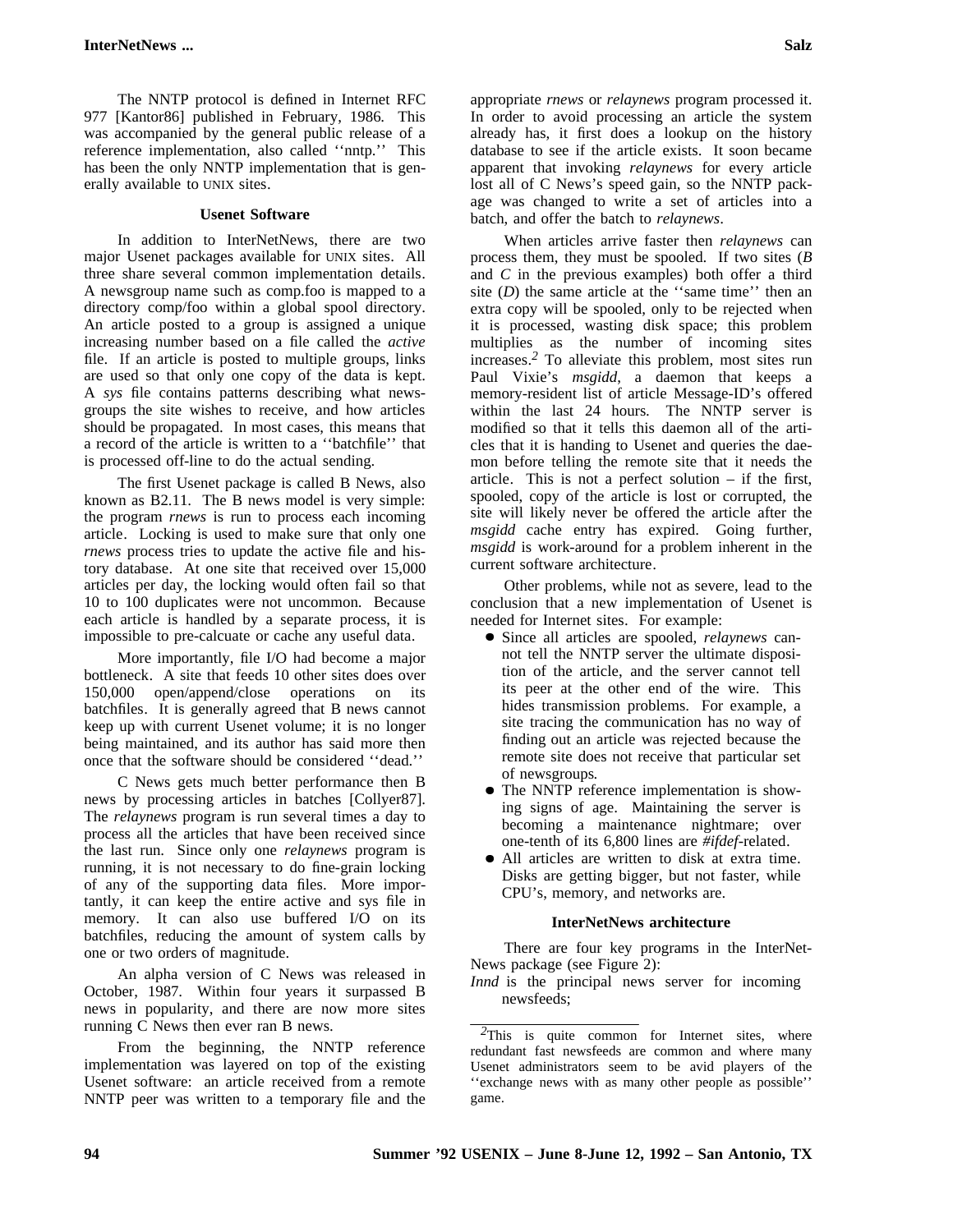The NNTP protocol is defined in Internet RFC 977 [Kantor86] published in February, 1986. This was accompanied by the general public release of a reference implementation, also called ''nntp.'' This has been the only NNTP implementation that is generally available to UNIX sites.

### Usenet Software

In addition to InterNetNews, there are two major Usenet packages available for UNIX sites. All three share several common implementation details. A newsgroup name such as comp.foo is mapped to a directory comp/foo within a global spool directory. An article posted to a group is assigned a unique increasing number based on a file called the *active* file. If an article is posted to multiple groups, links are used so that only one copy of the data is kept. A *sys* file contains patterns describing what newsgroups the site wishes to receive, and how articles should be propagated. In most cases, this means that a record of the article is written to a ''batchfile'' that is processed off-line to do the actual sending.

The first Usenet package is called B News, also known as B2.11. The B news model is very simple: the program *rnews* is run to process each incoming article. Locking is used to make sure that only one *rnews* process tries to update the active file and history database. At one site that received over 15,000 articles per day, the locking would often fail so that 10 to 100 duplicates were not uncommon. Because each article is handled by a separate process, it is impossible to pre-calcuate or cache any useful data.

More importantly, file I/O had become a major bottleneck. A site that feeds 10 other sites does over 150,000 open/append/close operations on its batchfiles. It is generally agreed that B news cannot keep up with current Usenet volume; it is no longer being maintained, and its author has said more then once that the software should be considered ''dead.''

C News gets much better performance then B news by processing articles in batches [Collyer87]. The *relaynews* program is run several times a day to process all the articles that have been received since the last run. Since only one *relaynews* program is running, it is not necessary to do fine-grain locking of any of the supporting data files. More importantly, it can keep the entire active and sys file in memory. It can also use buffered I/O on its batchfiles, reducing the amount of system calls by one or two orders of magnitude.

An alpha version of C News was released in October, 1987. Within four years it surpassed B news in popularity, and there are now more sites running C News then ever ran B news.

From the beginning, the NNTP reference implementation was layered on top of the existing Usenet software: an article received from a remote NNTP peer was written to a temporary file and the appropriate *rnews* or *relaynews* program processed it. In order to avoid processing an article the system already has, it first does a lookup on the history database to see if the article exists. It soon became apparent that invoking *relaynews* for every article lost all of C News's speed gain, so the NNTP package was changed to write a set of articles into a batch, and offer the batch to *relaynews*.

When articles arrive faster then *relaynews* can process them, they must be spooled. If two sites (*B* and *C* in the previous examples) both offer a third site (*D*) the same article at the ''same time'' then an extra copy will be spooled, only to be rejected when it is processed, wasting disk space; this problem multiplies as the number of incoming sites increases.[2] To alleviate this problem, most sites run Paul Vixie's *msgidd*, a daemon that keeps a memory-resident list of article Message-ID's offered within the last 24 hours. The NNTP server is modified so that it tells this daemon all of the articles that it is handing to Usenet and queries the daemon before telling the remote site that it needs the article. This is not a perfect solution – if the first, spooled, copy of the article is lost or corrupted, the site will likely never be offered the article after the *msgidd* cache entry has expired. Going further, *msgidd* is work-around for a problem inherent in the current software architecture.

Other problems, while not as severe, lead to the conclusion that a new implementation of Usenet is needed for Internet sites. For example:

- Since all articles are spooled, *relaynews* cannot tell the NNTP server the ultimate disposition of the article, and the server cannot tell its peer at the other end of the wire. This hides transmission problems. For example, a site tracing the communication has no way of finding out an article was rejected because the remote site does not receive that particular set of newsgroups.
- The NNTP reference implementation is showing signs of age. Maintaining the server is becoming a maintenance nightmare; over one-tenth of its 6,800 lines are *#ifdef*-related.
- All articles are written to disk at extra time. Disks are getting bigger, but not faster, while CPU's, memory, and networks are.

### InterNetNews architecture

There are four key programs in the InterNetNews package (see Figure 2):

*Innd* is the principal news server for incoming newsfeeds;

[2] This is quite common for Internet sites, where redundant fast newsfeeds are common and where many Usenet administrators seem to be avid players of the ''exchange news with as many other people as possible'' game.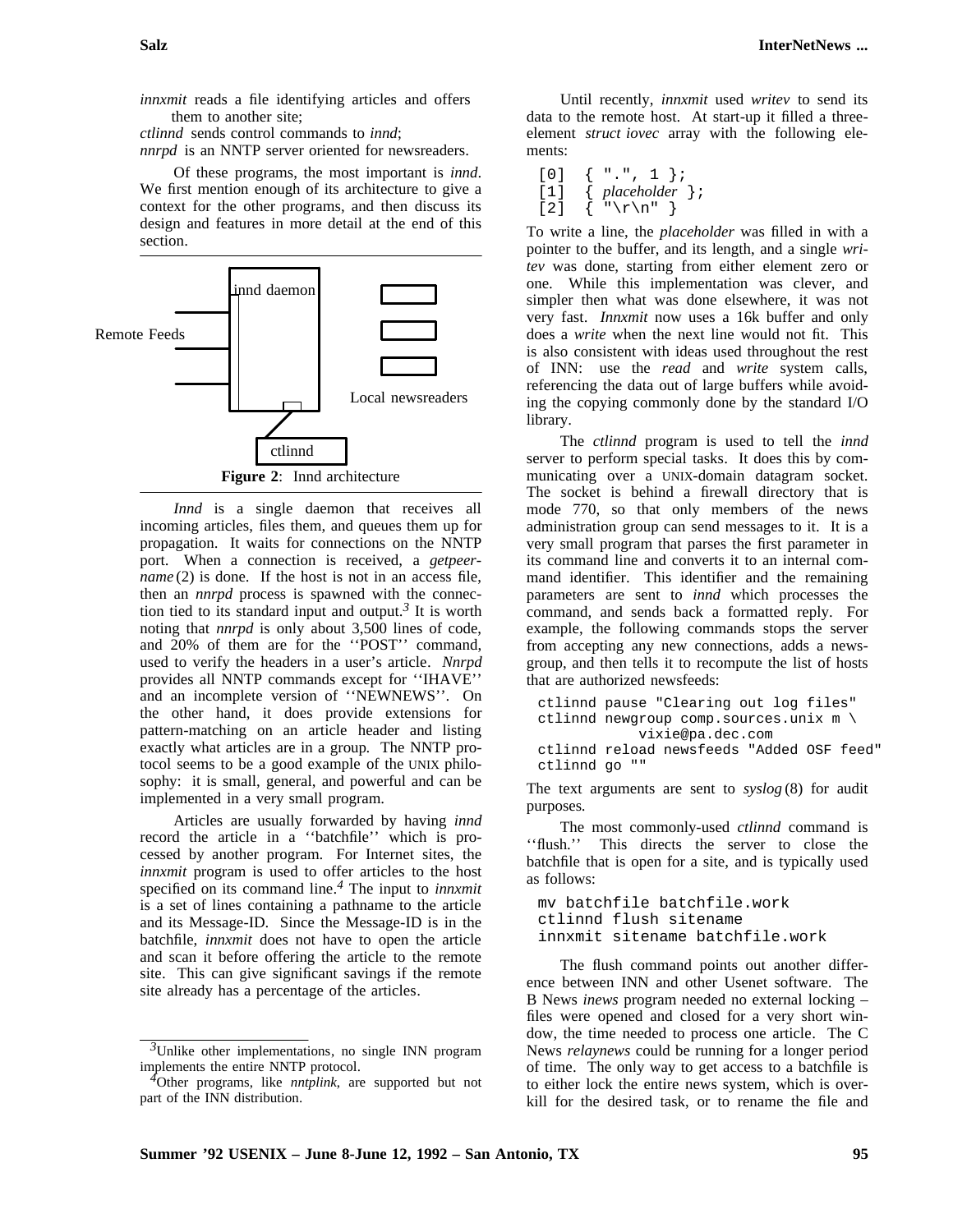*innxmit* reads a file identifying articles and offers them to another site;
*ctlinnd* sends control commands to *innd*;
*nnrpd* is an NNTP server oriented for newsreaders.

Of these programs, the most important is *innd*. We first mention enough of its architecture to give a context for the other programs, and then discuss its design and features in more detail at the end of this section.

**Figure 2**: Innd architecture

*Innd* is a single daemon that receives all incoming articles, files them, and queues them up for propagation. It waits for connections on the NNTP port. When a connection is received, a *getpeername* (2) is done. If the host is not in an access file, then an *nnrpd* process is spawned with the connection tied to its standard input and output.[3] It is worth noting that *nnrpd* is only about 3,500 lines of code, and 20% of them are for the ''POST'' command, used to verify the headers in a user's article. *Nnrpd* provides all NNTP commands except for ''IHAVE'' and an incomplete version of ''NEWNEWS''. On the other hand, it does provide extensions for pattern-matching on an article header and listing exactly what articles are in a group. The NNTP protocol seems to be a good example of the UNIX philosophy: it is small, general, and powerful and can be implemented in a very small program.

Articles are usually forwarded by having *innd* record the article in a ''batchfile'' which is processed by another program. For Internet sites, the *innxmit* program is used to offer articles to the host specified on its command line.[4] The input to *innxmit* is a set of lines containing a pathname to the article and its Message-ID. Since the Message-ID is in the batchfile, *innxmit* does not have to open the article and scan it before offering the article to the remote site. This can give significant savings if the remote site already has a percentage of the articles.

Until recently, *innxmit* used *writev* to send its data to the remote host. At start-up it filled a three-element *struct iovec* array with the following elements:

```
[0]  { ".", 1 };
[1]  { placeholder };
[2]  { "\r\n" }
```

To write a line, the *placeholder* was filled in with a pointer to the buffer, and its length, and a single *writev* was done, starting from either element zero or one. While this implementation was clever, and simpler then what was done elsewhere, it was not very fast. *Innxmit* now uses a 16k buffer and only does a *write* when the next line would not fit. This is also consistent with ideas used throughout the rest of INN: use the *read* and *write* system calls, referencing the data out of large buffers while avoiding the copying commonly done by the standard I/O library.

The *ctlinnd* program is used to tell the *innd* server to perform special tasks. It does this by communicating over a UNIX-domain datagram socket. The socket is behind a firewall directory that is mode 770, so that only members of the news administration group can send messages to it. It is a very small program that parses the first parameter in its command line and converts it to an internal command identifier. This identifier and the remaining parameters are sent to *innd* which processes the command, and sends back a formatted reply. For example, the following commands stops the server from accepting any new connections, adds a newsgroup, and then tells it to recompute the list of hosts that are authorized newsfeeds:

```
ctlinnd pause "Clearing out log files"
ctlinnd newgroup comp.sources.unix m \
          vixie@pa.dec.com
ctlinnd reload newsfeeds "Added OSF feed"
ctlinnd go ""
```

The text arguments are sent to *syslog* (8) for audit purposes.

The most commonly-used *ctlinnd* command is ''flush.'' This directs the server to close the batchfile that is open for a site, and is typically used as follows:

```
mv batchfile batchfile.work
ctlinnd flush sitename
innxmit sitename batchfile.work
```

The flush command points out another difference between INN and other Usenet software. The B News *inews* program needed no external locking – files were opened and closed for a very short window, the time needed to process one article. The C News *relaynews* could be running for a longer period of time. The only way to get access to a batchfile is to either lock the entire news system, which is overkill for the desired task, or to rename the file and

---

[3] Unlike other implementations, no single INN program implements the entire NNTP protocol.

[4] Other programs, like *nntplink*, are supported but not part of the INN distribution.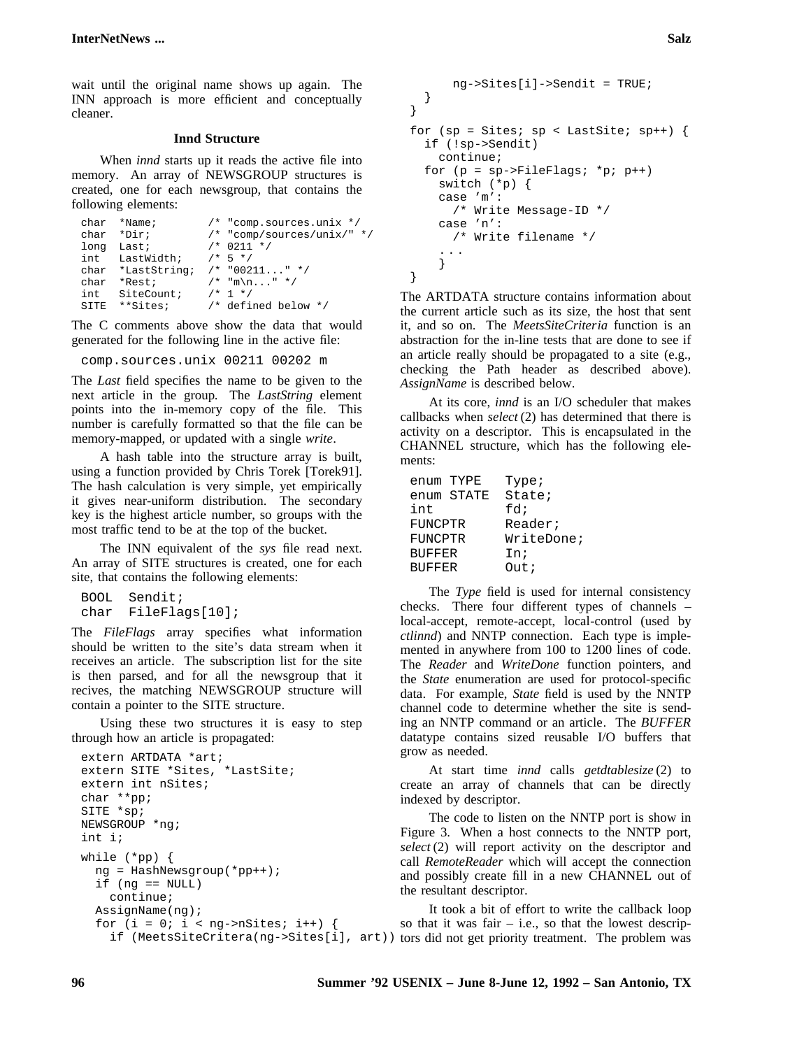wait until the original name shows up again. The INN approach is more efficient and conceptually cleaner.

### Innd Structure

When *innd* starts up it reads the active file into memory. An array of NEWSGROUP structures is created, one for each newsgroup, that contains the following elements:

```
char  *Name;        /* "comp.sources.unix */
char  *Dir;         /* "comp/sources/unix/" */
long  Last;         /* 0211 */
int   LastWidth;    /* 5 */
char  *LastString;  /* "00211..." */
char  *Rest;        /* "m\n..." */
int   SiteCount;    /* 1 */
SITE  **Sites;      /* defined below */
```

The C comments above show the data that would generated for the following line in the active file:

```
comp.sources.unix 00211 00202 m
```

The *Last* field specifies the name to be given to the next article in the group. The *LastString* element points into the in-memory copy of the file. This number is carefully formatted so that the file can be memory-mapped, or updated with a single *write*.

A hash table into the structure array is built, using a function provided by Chris Torek [Torek91]. The hash calculation is very simple, yet empirically it gives near-uniform distribution. The secondary key is the highest article number, so groups with the most traffic tend to be at the top of the bucket.

The INN equivalent of the *sys* file read next. An array of SITE structures is created, one for each site, that contains the following elements:

```
BOOL  Sendit;
char  FileFlags[10];
```

The *FileFlags* array specifies what information should be written to the site's data stream when it receives an article. The subscription list for the site is then parsed, and for all the newsgroup that it recives, the matching NEWSGROUP structure will contain a pointer to the SITE structure.

Using these two structures it is easy to step through how an article is propagated:

```
extern ARTDATA *art;
extern SITE *Sites, *LastSite;
extern int nSites;
char **pp;
SITE *sp;
NEWSGROUP *ng;
int i;

while (*pp) {
  ng = HashNewsgroup(*pp++);
  if (ng == NULL)
    continue;
  AssignName(ng);
  for (i = 0; i < ng->nSites; i++) {
    if (MeetsSiteCritera(ng->Sites[i], art))
      ng->Sites[i]->Sendit = TRUE;
  }
}
for (sp = Sites; sp < LastSite; sp++) {
  if (!sp->Sendit)
    continue;
  for (p = sp->FileFlags; *p; p++)
    switch (*p) {
    case 'm':
      /* Write Message-ID */
    case 'n':
      /* Write filename */
    ...
    }
}
```

The ARTDATA structure contains information about the current article such as its size, the host that sent it, and so on. The *MeetsSiteCriteria* function is an abstraction for the in-line tests that are done to see if an article really should be propagated to a site (e.g., checking the Path header as described above). *AssignName* is described below.

At its core, *innd* is an I/O scheduler that makes callbacks when *select*(2) has determined that there is activity on a descriptor. This is encapsulated in the CHANNEL structure, which has the following elements:

```
enum TYPE    Type;
enum STATE   State;
int          fd;
FUNCPTR      Reader;
FUNCPTR      WriteDone;
BUFFER       In;
BUFFER       Out;
```

The *Type* field is used for internal consistency checks. There four different types of channels – local-accept, remote-accept, local-control (used by *ctlinnd*) and NNTP connection. Each type is implemented in anywhere from 100 to 1200 lines of code. The *Reader* and *WriteDone* function pointers, and the *State* enumeration are used for protocol-specific data. For example, *State* field is used by the NNTP channel code to determine whether the site is sending an NNTP command or an article. The *BUFFER* datatype contains sized reusable I/O buffers that grow as needed.

At start time *innd* calls *getdtablesize*(2) to create an array of channels that can be directly indexed by descriptor.

The code to listen on the NNTP port is show in Figure 3. When a host connects to the NNTP port, *select*(2) will report activity on the descriptor and call *RemoteReader* which will accept the connection and possibly create fill in a new CHANNEL out of the resultant descriptor.

It took a bit of effort to write the callback loop so that it was fair – i.e., so that the lowest descriptors did not get priority treatment. The problem was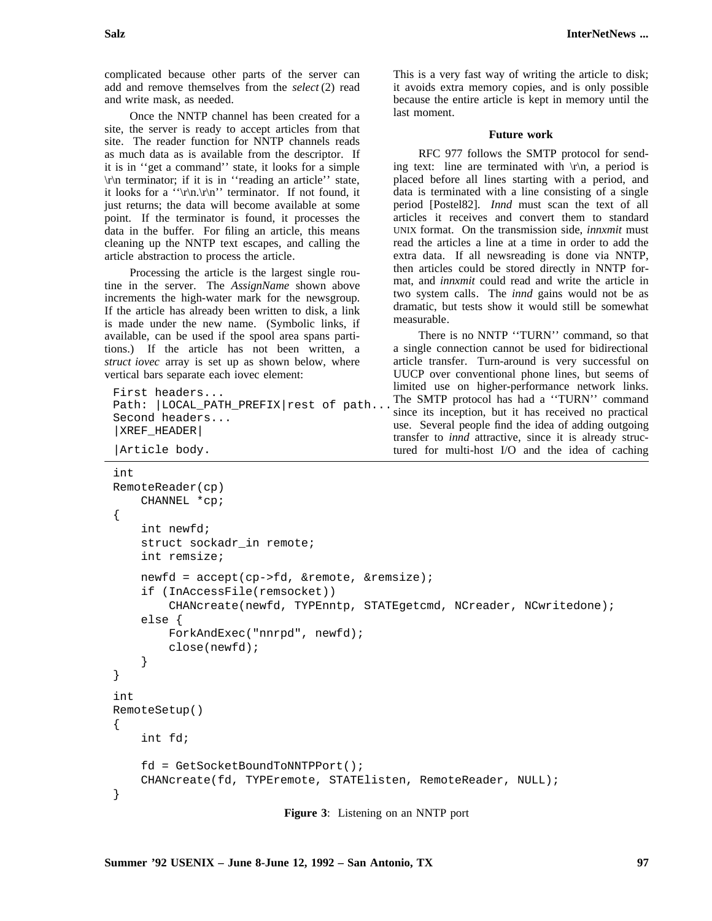complicated because other parts of the server can add and remove themselves from the *select* (2) read and write mask, as needed.

Once the NNTP channel has been created for a site, the server is ready to accept articles from that site. The reader function for NNTP channels reads as much data as is available from the descriptor. If it is in ''get a command'' state, it looks for a simple \r\n terminator; if it is in ''reading an article'' state, it looks for a ''\r\n.\r\n'' terminator. If not found, it just returns; the data will become available at some point. If the terminator is found, it processes the data in the buffer. For filing an article, this means cleaning up the NNTP text escapes, and calling the article abstraction to process the article.

Processing the article is the largest single routine in the server. The *AssignName* shown above increments the high-water mark for the newsgroup. If the article has already been written to disk, a link is made under the new name. (Symbolic links, if available, can be used if the spool area spans partitions.) If the article has not been written, a *struct iovec* array is set up as shown below, where vertical bars separate each iovec element:

```
First headers...
Path: |LOCAL_PATH_PREFIX|rest of path...
Second headers...
|XREF_HEADER|
|Article body.
```

This is a very fast way of writing the article to disk; it avoids extra memory copies, and is only possible because the entire article is kept in memory until the last moment.

### Future work

RFC 977 follows the SMTP protocol for sending text: line are terminated with \r\n, a period is placed before all lines starting with a period, and data is terminated with a line consisting of a single period [Postel82]. *Innd* must scan the text of all articles it receives and convert them to standard UNIX format. On the transmission side, *innxmit* must read the articles a line at a time in order to add the extra data. If all newsreading is done via NNTP, then articles could be stored directly in NNTP format, and *innxmit* could read and write the article in two system calls. The *innd* gains would not be as dramatic, but tests show it would still be somewhat measurable.

There is no NNTP ''TURN'' command, so that a single connection cannot be used for bidirectional article transfer. Turn-around is very successful on UUCP over conventional phone lines, but seems of limited use on higher-performance network links. The SMTP protocol has had a ''TURN'' command since its inception, but it has received no practical use. Several people find the idea of adding outgoing transfer to *innd* attractive, since it is already structured for multi-host I/O and the idea of caching

```
int
RemoteReader(cp)
    CHANNEL *cp;
{
    int newfd;
    struct sockadr_in remote;
    int remsize;

    newfd = accept(cp->fd, &remote, &remsize);
    if (InAccessFile(remsocket))
        CHANcreate(newfd, TYPEnntp, STATEgetcmd, NCreader, NCwritedone);
    else {
        ForkAndExec("nnrpd", newfd);
        close(newfd);
    }
}

int
RemoteSetup()
{
    int fd;

    fd = GetSocketBoundToNNTPPort();
    CHANcreate(fd, TYPEremote, STATElisten, RemoteReader, NULL);
}
```

**Figure 3**: Listening on an NNTP port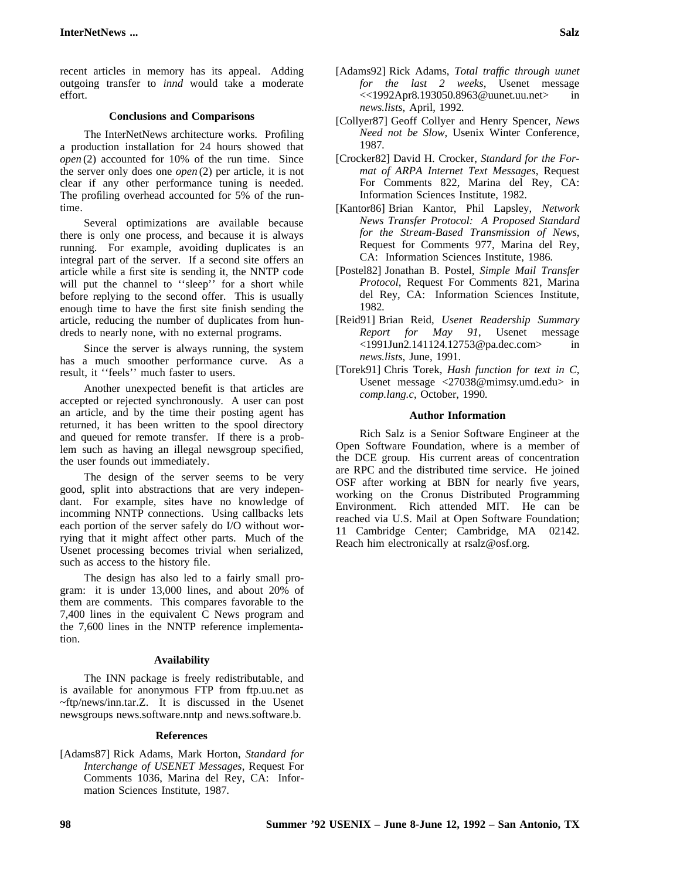recent articles in memory has its appeal. Adding outgoing transfer to *innd* would take a moderate effort.

### Conclusions and Comparisons

The InterNetNews architecture works. Profiling a production installation for 24 hours showed that *open*(2) accounted for 10% of the run time. Since the server only does one *open*(2) per article, it is not clear if any other performance tuning is needed. The profiling overhead accounted for 5% of the runtime.

Several optimizations are available because there is only one process, and because it is always running. For example, avoiding duplicates is an integral part of the server. If a second site offers an article while a first site is sending it, the NNTP code will put the channel to ''sleep'' for a short while before replying to the second offer. This is usually enough time to have the first site finish sending the article, reducing the number of duplicates from hundreds to nearly none, with no external programs.

Since the server is always running, the system has a much smoother performance curve. As a result, it ''feels'' much faster to users.

Another unexpected benefit is that articles are accepted or rejected synchronously. A user can post an article, and by the time their posting agent has returned, it has been written to the spool directory and queued for remote transfer. If there is a problem such as having an illegal newsgroup specified, the user founds out immediately.

The design of the server seems to be very good, split into abstractions that are very independant. For example, sites have no knowledge of incomming NNTP connections. Using callbacks lets each portion of the server safely do I/O without worrying that it might affect other parts. Much of the Usenet processing becomes trivial when serialized, such as access to the history file.

The design has also led to a fairly small program: it is under 13,000 lines, and about 20% of them are comments. This compares favorable to the 7,400 lines in the equivalent C News program and the 7,600 lines in the NNTP reference implementation.

### Availability

The INN package is freely redistributable, and is available for anonymous FTP from ftp.uu.net as ~ftp/news/inn.tar.Z. It is discussed in the Usenet newsgroups news.software.nntp and news.software.b.

### References

[Adams87] Rick Adams, Mark Horton, *Standard for Interchange of USENET Messages*, Request For Comments 1036, Marina del Rey, CA: Information Sciences Institute, 1987.

[Adams92] Rick Adams, *Total traffic through uunet for the last 2 weeks*, Usenet message <<1992Apr8.193050.8963@uunet.uu.net> in *news.lists*, April, 1992.

[Collyer87] Geoff Collyer and Henry Spencer, *News Need not be Slow*, Usenix Winter Conference, 1987.

[Crocker82] David H. Crocker, *Standard for the Format of ARPA Internet Text Messages*, Request For Comments 822, Marina del Rey, CA: Information Sciences Institute, 1982.

[Kantor86] Brian Kantor, Phil Lapsley, *Network News Transfer Protocol: A Proposed Standard for the Stream-Based Transmission of News*, Request for Comments 977, Marina del Rey, CA: Information Sciences Institute, 1986.

[Postel82] Jonathan B. Postel, *Simple Mail Transfer Protocol*, Request For Comments 821, Marina del Rey, CA: Information Sciences Institute, 1982.

[Reid91] Brian Reid, *Usenet Readership Summary Report for May 91*, Usenet message <1991Jun2.141124.12753@pa.dec.com> in *news.lists*, June, 1991.

[Torek91] Chris Torek, *Hash function for text in C*, Usenet message <27038@mimsy.umd.edu> in *comp.lang.c*, October, 1990.

### Author Information

Rich Salz is a Senior Software Engineer at the Open Software Foundation, where is a member of the DCE group. His current areas of concentration are RPC and the distributed time service. He joined OSF after working at BBN for nearly five years, working on the Cronus Distributed Programming Environment. Rich attended MIT. He can be reached via U.S. Mail at Open Software Foundation; 11 Cambridge Center; Cambridge, MA 02142. Reach him electronically at rsalz@osf.org.